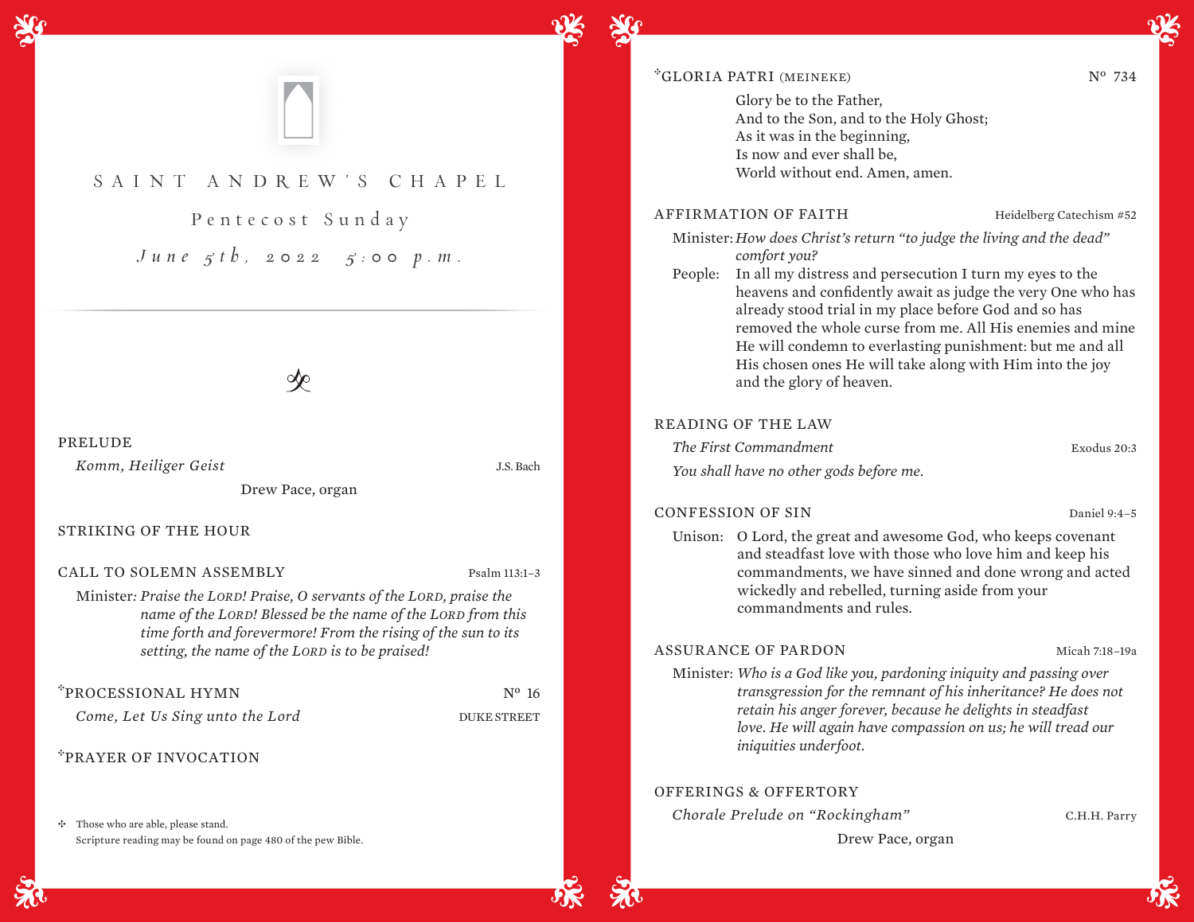# SAINT ANDREW'S CHAPEL

## Pentecost Sunday

### June 5th, 2022 5:00 p.m.

---

PRELUDE

*Komm, Heiliger Geist* — J.S. Bach

Drew Pace, organ

STRIKING OF THE HOUR

CALL TO SOLEMN ASSEMBLY — Psalm 113:1–3

Minister: *Praise the LORD! Praise, O servants of the LORD, praise the name of the LORD! Blessed be the name of the LORD from this time forth and forevermore! From the rising of the sun to its setting, the name of the LORD is to be praised!*

✣PROCESSIONAL HYMN — Nº 16

*Come, Let Us Sing unto the Lord* — DUKE STREET

✣PRAYER OF INVOCATION

✣ Those who are able, please stand.
Scripture reading may be found on page 480 of the pew Bible.

✣GLORIA PATRI (MEINEKE) — Nº 734

Glory be to the Father,
And to the Son, and to the Holy Ghost;
As it was in the beginning,
Is now and ever shall be,
World without end. Amen, amen.

AFFIRMATION OF FAITH — Heidelberg Catechism #52

Minister: *How does Christ's return "to judge the living and the dead" comfort you?*

People: In all my distress and persecution I turn my eyes to the heavens and confidently await as judge the very One who has already stood trial in my place before God and so has removed the whole curse from me. All His enemies and mine He will condemn to everlasting punishment: but me and all His chosen ones He will take along with Him into the joy and the glory of heaven.

READING OF THE LAW

*The First Commandment* — Exodus 20:3

*You shall have no other gods before me.*

CONFESSION OF SIN — Daniel 9:4–5

Unison: O Lord, the great and awesome God, who keeps covenant and steadfast love with those who love him and keep his commandments, we have sinned and done wrong and acted wickedly and rebelled, turning aside from your commandments and rules.

ASSURANCE OF PARDON — Micah 7:18–19a

Minister: *Who is a God like you, pardoning iniquity and passing over transgression for the remnant of his inheritance? He does not retain his anger forever, because he delights in steadfast love. He will again have compassion on us; he will tread our iniquities underfoot.*

OFFERINGS & OFFERTORY

*Chorale Prelude on "Rockingham"* — C.H.H. Parry

Drew Pace, organ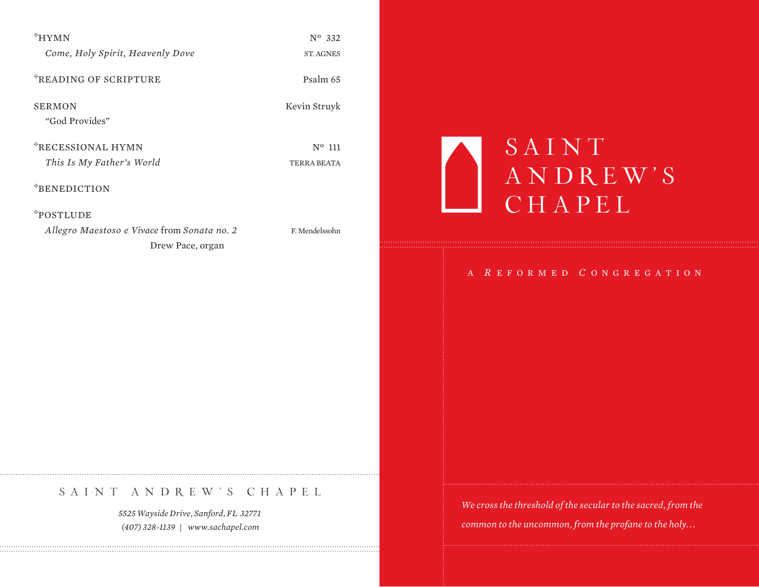*HYMN — Nº 332

*Come, Holy Spirit, Heavenly Dove* — ST. AGNES

*READING OF SCRIPTURE — Psalm 65

SERMON — Kevin Struyk

"God Provides"

*RECESSIONAL HYMN — Nº 111

*This Is My Father's World* — TERRA BEATA

*BENEDICTION

*POSTLUDE

*Allegro Maestoso e Vivace* from *Sonata no. 2* — F. Mendelssohn

Drew Pace, organ

SAINT ANDREW'S CHAPEL

*5525 Wayside Drive, Sanford, FL 32771*

*(407) 328-1139 | www.sachapel.com*

# SAINT ANDREW'S CHAPEL

A *R*EFORMED *C*ONGREGATION

*We cross the threshold of the secular to the sacred, from the common to the uncommon, from the profane to the holy…*